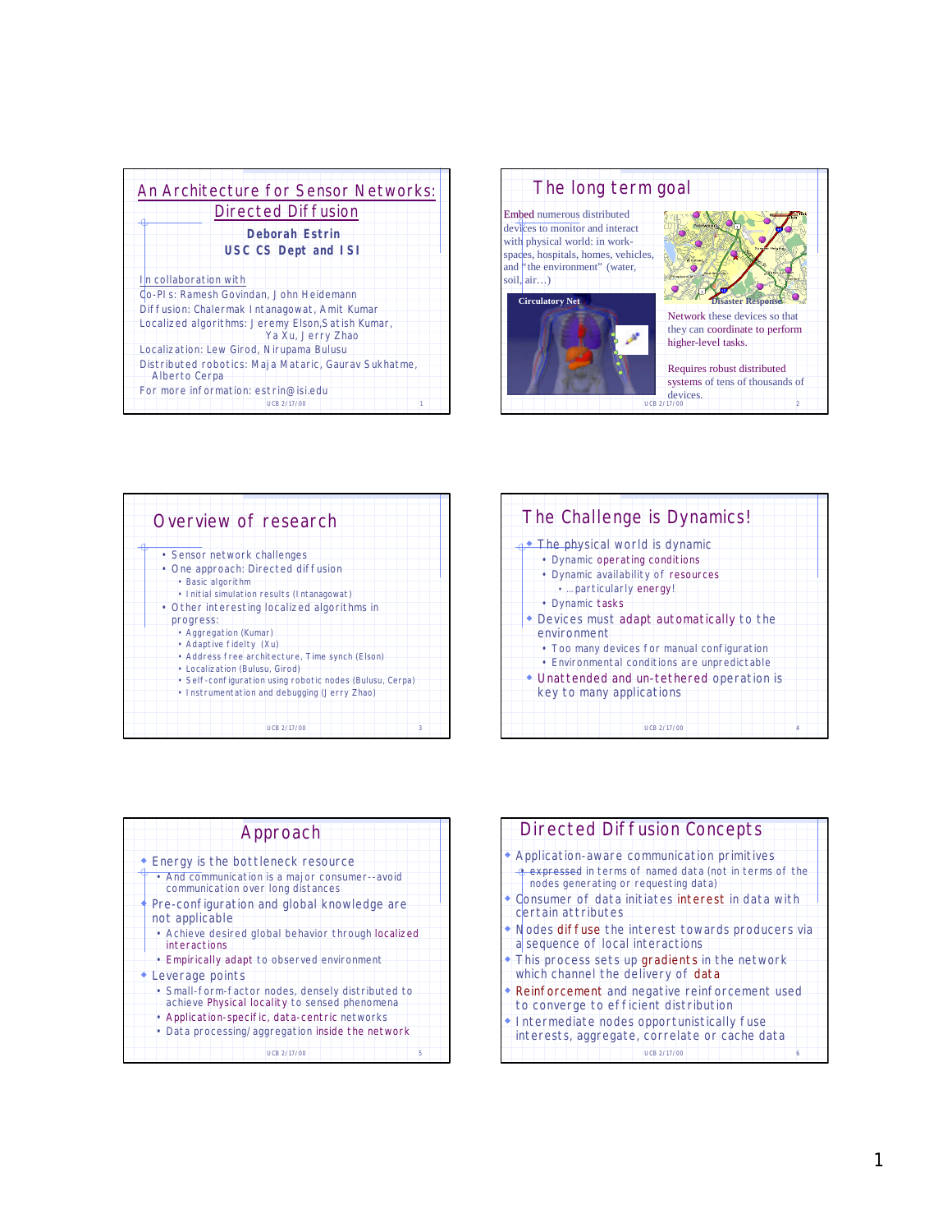# An Architecture for Sensor Networks: Directed Diffusion

**Deborah Estrin**
**USC CS Dept and ISI**

In collaboration with
Co-PIs: Ramesh Govindan, John Heidemann
Diffusion: Chalermak Intanagowat, Amit Kumar
Localized algorithms: Jeremy Elson, Satish Kumar, Ya Xu, Jerry Zhao
Localization: Lew Girod, Nirupama Bulusu
Distributed robotics: Maja Mataric, Gaurav Sukhatme, Alberto Cerpa
For more information: estrin@isi.edu

## The long term goal

Embed numerous distributed devices to monitor and interact with physical world: in work-spaces, hospitals, homes, vehicles, and "the environment" (water, soil, air…)

Circulatory Net

Disaster Response

Network these devices so that they can coordinate to perform higher-level tasks.

Requires robust distributed systems of tens of thousands of devices.

## Overview of research

- Sensor network challenges
- One approach: Directed diffusion
  - Basic algorithm
  - Initial simulation results (Intanagowat)
- Other interesting localized algorithms in progress:
  - Aggregation (Kumar)
  - Adaptive fidelty (Xu)
  - Address free architecture, Time synch (Elson)
  - Localization (Bulusu, Girod)
  - Self-configuration using robotic nodes (Bulusu, Cerpa)
  - Instrumentation and debugging (Jerry Zhao)

## The Challenge is Dynamics!

- The physical world is dynamic
  - Dynamic operating conditions
  - Dynamic availability of resources
    - …particularly energy!
  - Dynamic tasks
- Devices must adapt automatically to the environment
  - Too many devices for manual configuration
  - Environmental conditions are unpredictable
- Unattended and un-tethered operation is key to many applications

## Approach

- Energy is the bottleneck resource
  - And communication is a major consumer--avoid communication over long distances
- Pre-configuration and global knowledge are not applicable
  - Achieve desired global behavior through localized interactions
  - Empirically adapt to observed environment
- Leverage points
  - Small-form-factor nodes, densely distributed to achieve Physical locality to sensed phenomena
  - Application-specific, data-centric networks
  - Data processing/aggregation inside the network

## Directed Diffusion Concepts

- Application-aware communication primitives
  - expressed in terms of named data (not in terms of the nodes generating or requesting data)
- Consumer of data initiates interest in data with certain attributes
- Nodes diffuse the interest towards producers via a sequence of local interactions
- This process sets up gradients in the network which channel the delivery of data
- Reinforcement and negative reinforcement used to converge to efficient distribution
- Intermediate nodes opportunistically fuse interests, aggregate, correlate or cache data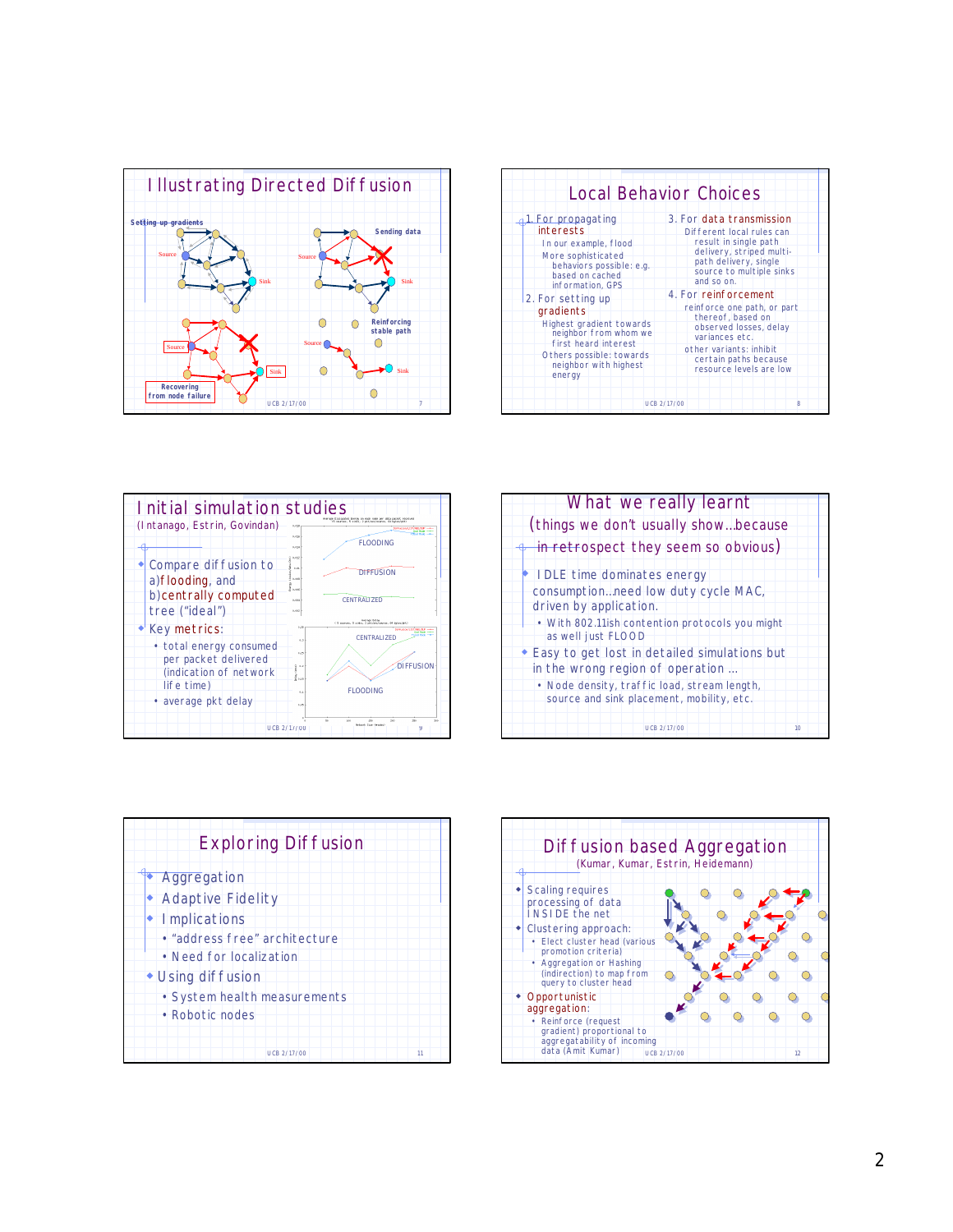## Illustrating Directed Diffusion

Setting up gradients

Source

Sink

Sending data

Source

Sink

Recovering from node failure

Source

Sink

Reinforcing stable path

Source

Sink

## Local Behavior Choices

1. For propagating interests
   - In our example, flood
   - More sophisticated behaviors possible: e.g. based on cached information, GPS
2. For setting up gradients
   - Highest gradient towards neighbor from whom we first heard interest
   - Others possible: towards neighbor with highest energy
3. For data transmission
   - Different local rules can result in single path delivery, striped multi-path delivery, single source to multiple sinks and so on.
4. For reinforcement
   - reinforce one path, or part thereof, based on observed losses, delay variances etc.
   - other variants: inhibit certain paths because resource levels are low

## Initial simulation studies

(Intanago, Estrin, Govindan)

- Compare diffusion to a)flooding, and b)centrally computed tree ("ideal")
- Key metrics:
  - total energy consumed per packet delivered (indication of network life time)
  - average pkt delay

FLOODING

DIFFUSION

CENTRALIZED

CENTRALIZED

DIFFUSION

FLOODING

## What we really learnt

(things we don't usually show…because in retrospect they seem so obvious)

- IDLE time dominates energy consumption…need low duty cycle MAC, driven by application.
  - With 802.11ish contention protocols you might as well just FLOOD
- Easy to get lost in detailed simulations but in the wrong region of operation …
  - Node density, traffic load, stream length, source and sink placement, mobility, etc.

## Exploring Diffusion

- Aggregation
- Adaptive Fidelity
- Implications
  - "address free" architecture
  - Need for localization
- Using diffusion
  - System health measurements
  - Robotic nodes

## Diffusion based Aggregation

(Kumar, Kumar, Estrin, Heidemann)

- Scaling requires processing of data INSIDE the net
- Clustering approach:
  - Elect cluster head (various promotion criteria)
  - Aggregation or Hashing (indirection) to map from query to cluster head
- Opportunistic aggregation:
  - Reinforce (request gradient) proportional to aggregatability of incoming data (Amit Kumar)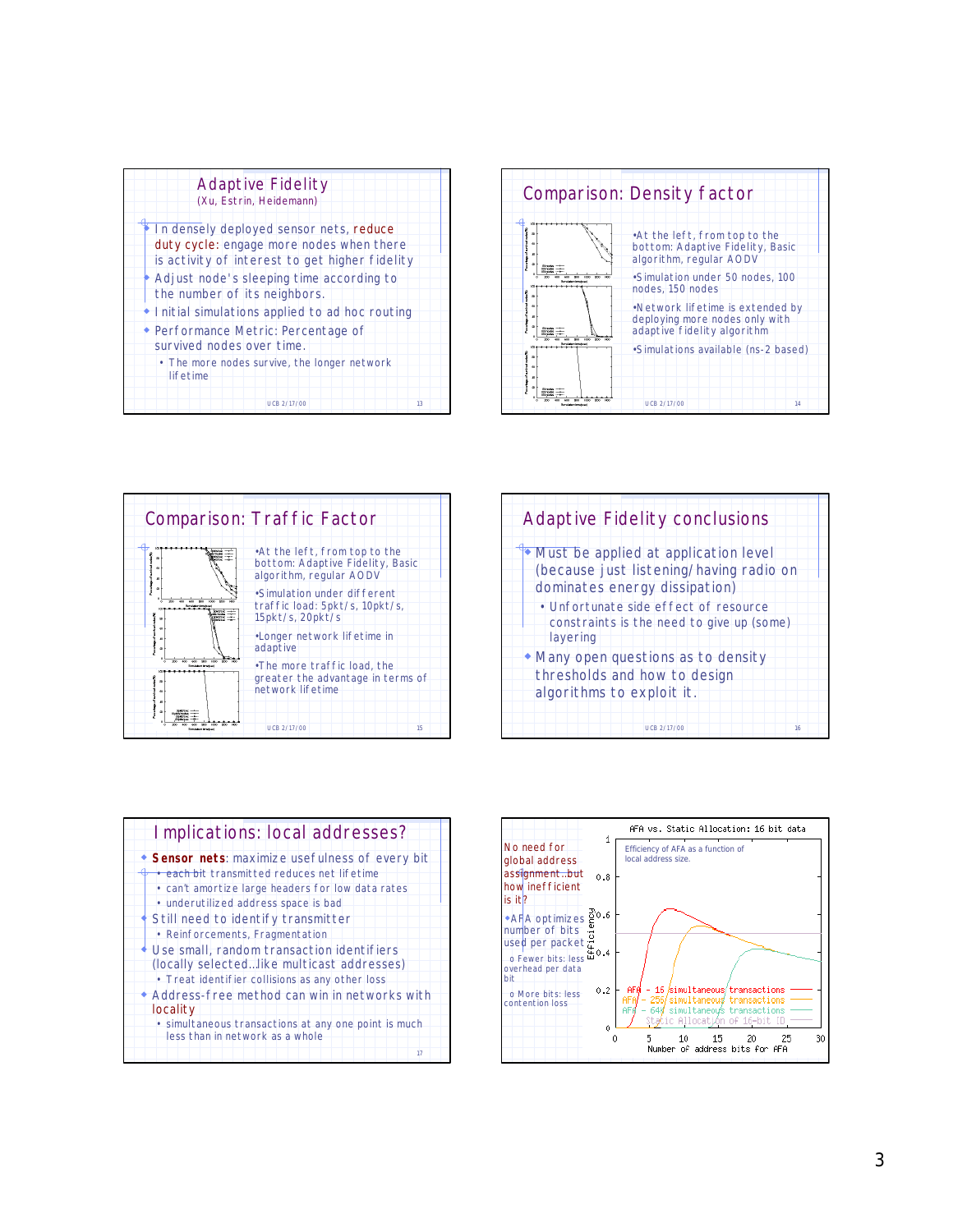## Adaptive Fidelity

(Xu, Estrin, Heidemann)

- In densely deployed sensor nets, reduce duty cycle: engage more nodes when there is activity of interest to get higher fidelity
- Adjust node's sleeping time according to the number of its neighbors.
- Initial simulations applied to ad hoc routing
- Performance Metric: Percentage of survived nodes over time.
  - The more nodes survive, the longer network lifetime

## Comparison: Density factor

- At the left, from top to the bottom: Adaptive Fidelity, Basic algorithm, regular AODV
- Simulation under 50 nodes, 100 nodes, 150 nodes
- Network lifetime is extended by deploying more nodes only with adaptive fidelity algorithm
- Simulations available (ns-2 based)

## Comparison: Traffic Factor

- At the left, from top to the bottom: Adaptive Fidelity, Basic algorithm, regular AODV
- Simulation under different traffic load: 5pkt/s, 10pkt/s, 15pkt/s, 20pkt/s
- Longer network lifetime in adaptive
- The more traffic load, the greater the advantage in terms of network lifetime

## Adaptive Fidelity conclusions

- Must be applied at application level (because just listening/having radio on dominates energy dissipation)
  - Unfortunate side effect of resource constraints is the need to give up (some) layering
- Many open questions as to density thresholds and how to design algorithms to exploit it.

## Implications: local addresses?

- **Sensor nets**: maximize usefulness of every bit
  - each bit transmitted reduces net lifetime
  - can't amortize large headers for low data rates
  - underutilized address space is bad
- Still need to identify transmitter
  - Reinforcements, Fragmentation
- Use small, random transaction identifiers (locally selected...like multicast addresses)
  - Treat identifier collisions as any other loss
- Address-free method can win in networks with locality
  - simultaneous transactions at any one point is much less than in network as a whole

## AFA vs. Static Allocation: 16 bit data

No need for global address assignment...but how inefficient is it?

- AFA optimizes number of bits used per packet
  - o Fewer bits: less overhead per data bit
  - o More bits: less contention loss

Efficiency of AFA as a function of local address size.

Legend: AFA - 16 simultaneous transactions; AFA - 256 simultaneous transactions; AFA - 64k simultaneous transactions; Static Allocation of 16-bit ID

Axes: Efficiency (0–1) vs. Number of address bits for AFA (0–30)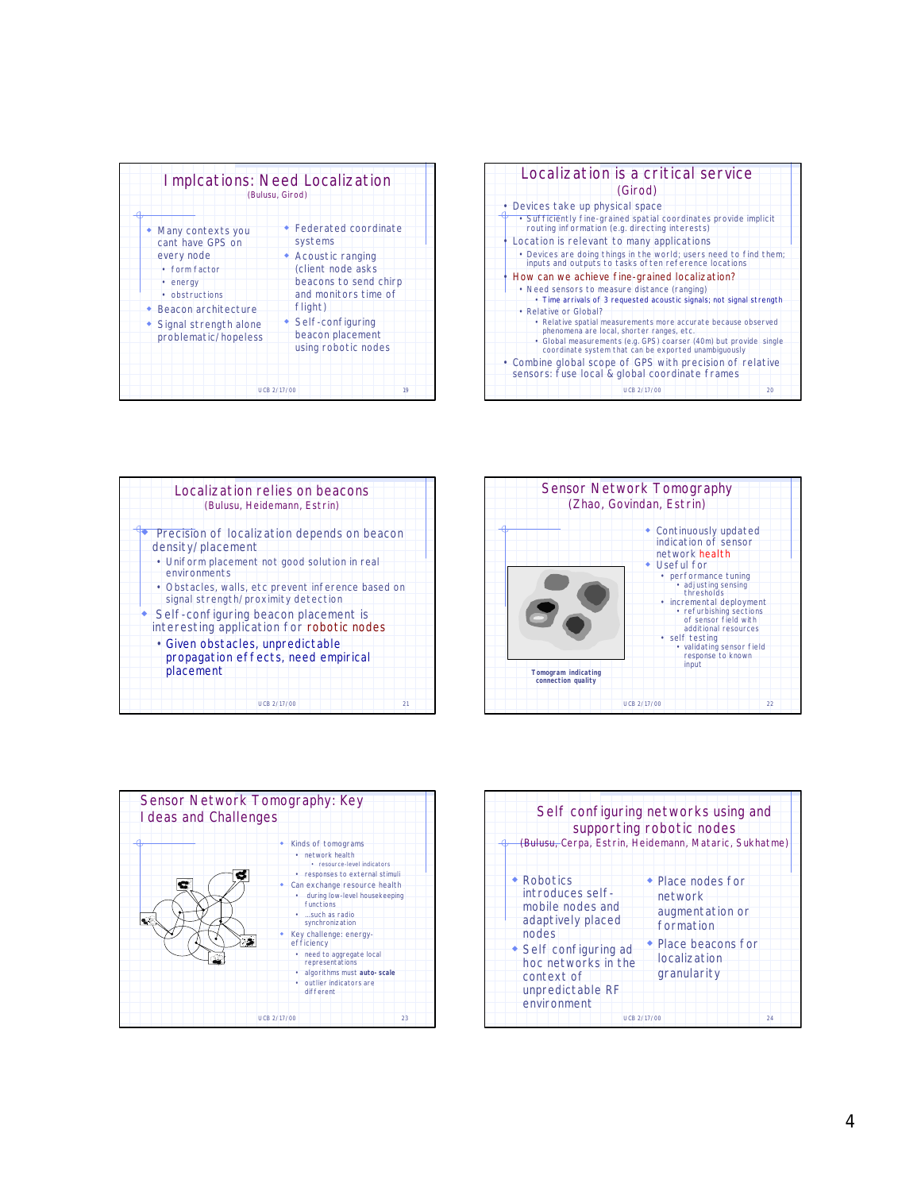## Implcations: Need Localization

(Bulusu, Girod)

- Many contexts you cant have GPS on every node
  - form factor
  - energy
  - obstructions
- Beacon architecture
- Signal strength alone problematic/hopeless
- Federated coordinate systems
- Acoustic ranging (client node asks beacons to send chirp and monitors time of flight)
- Self-configuring beacon placement using robotic nodes

## Localization is a critical service

(Girod)

- Devices take up physical space
  - Sufficiently fine-grained spatial coordinates provide implicit routing information (e.g. directing interests)
- Location is relevant to many applications
  - Devices are doing things in the world; users need to find them; inputs and outputs to tasks often reference locations
- How can we achieve fine-grained localization?
  - Need sensors to measure distance (ranging)
    - Time arrivals of 3 requested acoustic signals; not signal strength
  - Relative or Global?
    - Relative spatial measurements more accurate because observed phenomena are local, shorter ranges, etc.
    - Global measurements (e.g. GPS) coarser (40m) but provide single coordinate system that can be exported unambiguously
- Combine global scope of GPS with precision of relative sensors: fuse local & global coordinate frames

## Localization relies on beacons

(Bulusu, Heidemann, Estrin)

- Precision of localization depends on beacon density/placement
  - Uniform placement not good solution in real environments
  - Obstacles, walls, etc prevent inference based on signal strength/proximity detection
- Self-configuring beacon placement is interesting application for robotic nodes
  - Given obstacles, unpredictable propagation effects, need empirical placement

## Sensor Network Tomography

(Zhao, Govindan, Estrin)

Tomogram indicating connection quality

- Continuously updated indication of sensor network health
- Useful for
  - performance tuning
    - adjusting sensing thresholds
  - incremental deployment
    - refurbishing sections of sensor field with additional resources
  - self testing
    - validating sensor field response to known input

## Sensor Network Tomography: Key Ideas and Challenges

- Kinds of tomograms
  - network health
    - resource-level indicators
  - responses to external stimuli
- Can exchange resource health
  - during low-level housekeeping functions
  - ...such as radio synchronization
- Key challenge: energy-efficiency
  - need to aggregate local representations
  - algorithms must **auto-scale**
  - outlier indicators are different

## Self configuring networks using and supporting robotic nodes

(Bulusu, Cerpa, Estrin, Heidemann, Mataric, Sukhatme)

- Robotics introduces self-mobile nodes and adaptively placed nodes
- Self configuring ad hoc networks in the context of unpredictable RF environment
- Place nodes for network augmentation or formation
- Place beacons for localization granularity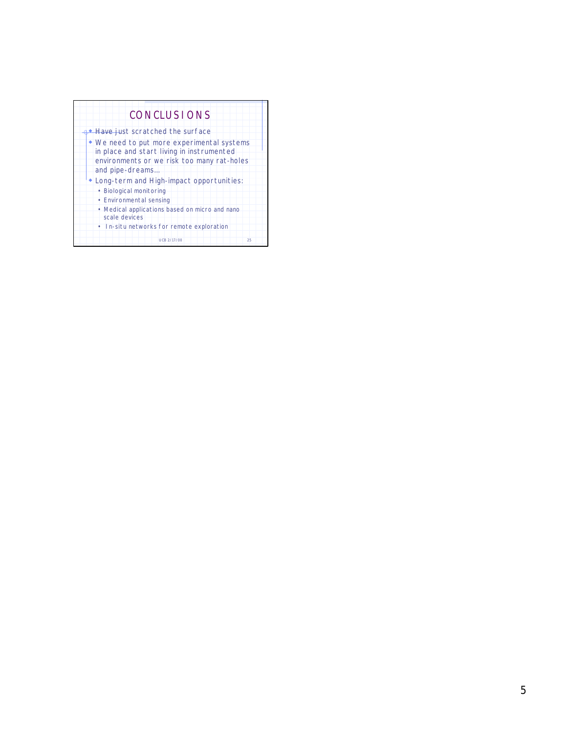# CONCLUSIONS

- Have just scratched the surface
- We need to put more experimental systems in place and start living in instrumented environments or we risk too many rat-holes and pipe-dreams…
- Long-term and High-impact opportunities:
  - Biological monitoring
  - Environmental sensing
  - Medical applications based on micro and nano scale devices
  - In-situ networks for remote exploration